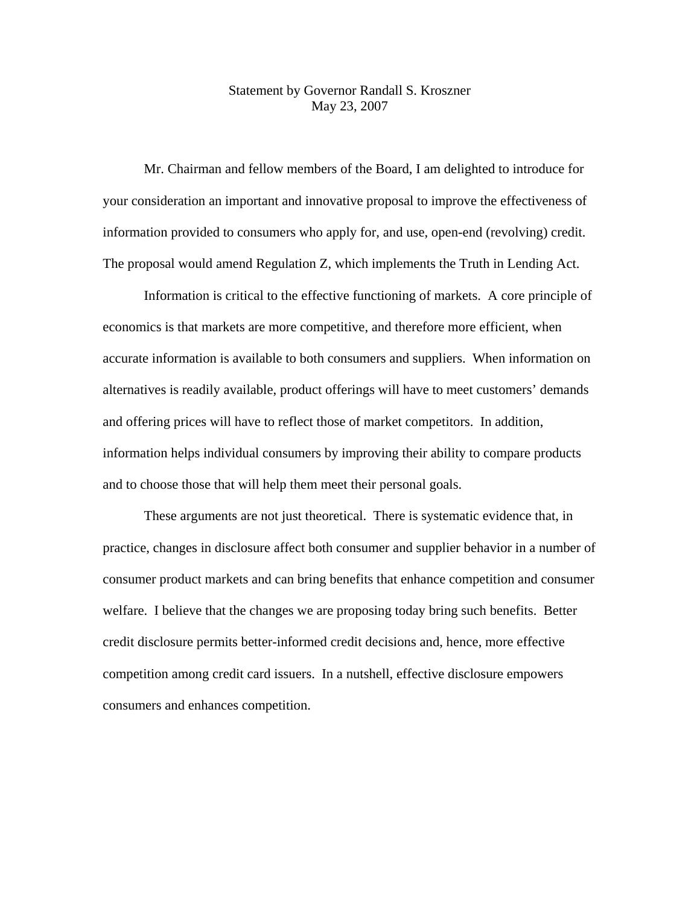Statement by Governor Randall S. Kroszner
May 23, 2007

Mr. Chairman and fellow members of the Board, I am delighted to introduce for your consideration an important and innovative proposal to improve the effectiveness of information provided to consumers who apply for, and use, open-end (revolving) credit. The proposal would amend Regulation Z, which implements the Truth in Lending Act.

Information is critical to the effective functioning of markets. A core principle of economics is that markets are more competitive, and therefore more efficient, when accurate information is available to both consumers and suppliers. When information on alternatives is readily available, product offerings will have to meet customers' demands and offering prices will have to reflect those of market competitors. In addition, information helps individual consumers by improving their ability to compare products and to choose those that will help them meet their personal goals.

These arguments are not just theoretical. There is systematic evidence that, in practice, changes in disclosure affect both consumer and supplier behavior in a number of consumer product markets and can bring benefits that enhance competition and consumer welfare. I believe that the changes we are proposing today bring such benefits. Better credit disclosure permits better-informed credit decisions and, hence, more effective competition among credit card issuers. In a nutshell, effective disclosure empowers consumers and enhances competition.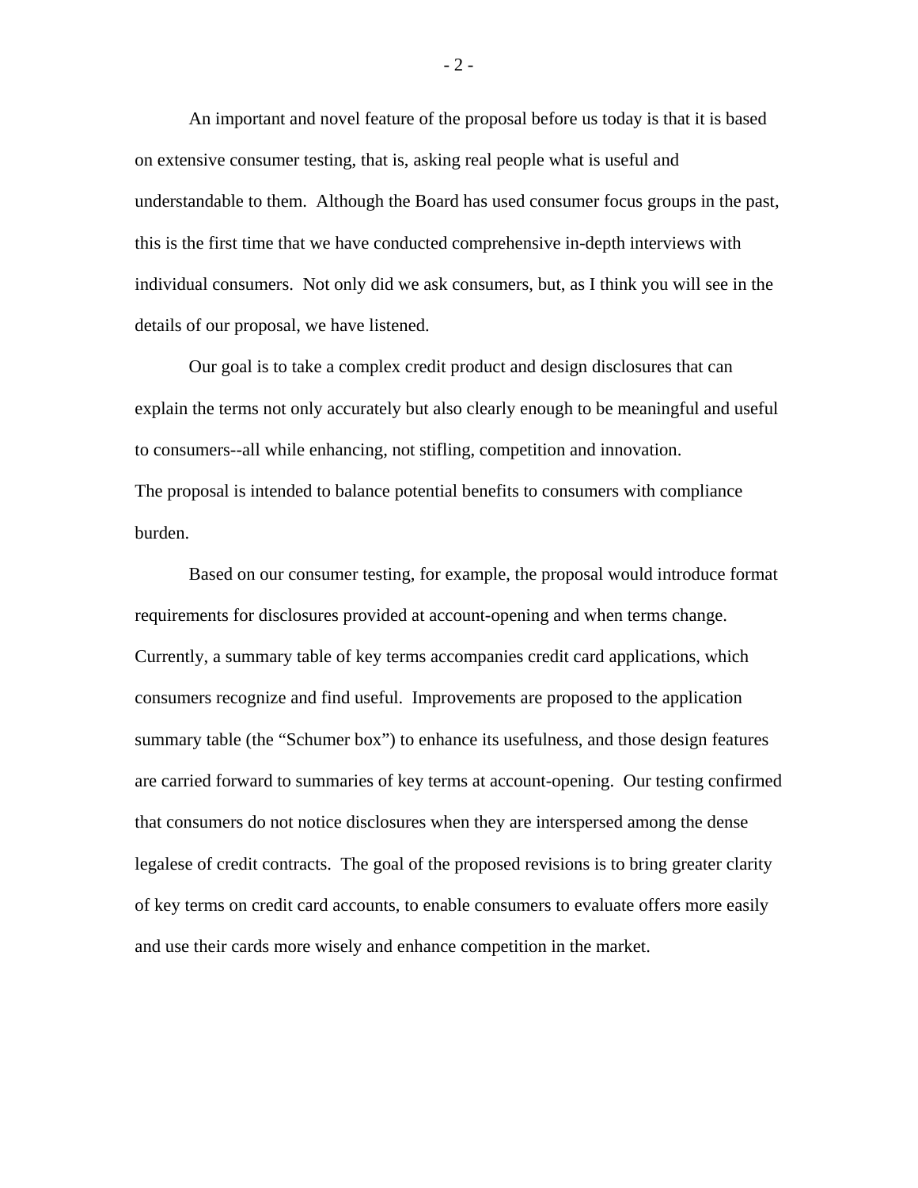An important and novel feature of the proposal before us today is that it is based on extensive consumer testing, that is, asking real people what is useful and understandable to them. Although the Board has used consumer focus groups in the past, this is the first time that we have conducted comprehensive in-depth interviews with individual consumers. Not only did we ask consumers, but, as I think you will see in the details of our proposal, we have listened.

Our goal is to take a complex credit product and design disclosures that can explain the terms not only accurately but also clearly enough to be meaningful and useful to consumers--all while enhancing, not stifling, competition and innovation. The proposal is intended to balance potential benefits to consumers with compliance burden.

Based on our consumer testing, for example, the proposal would introduce format requirements for disclosures provided at account-opening and when terms change. Currently, a summary table of key terms accompanies credit card applications, which consumers recognize and find useful. Improvements are proposed to the application summary table (the "Schumer box") to enhance its usefulness, and those design features are carried forward to summaries of key terms at account-opening. Our testing confirmed that consumers do not notice disclosures when they are interspersed among the dense legalese of credit contracts. The goal of the proposed revisions is to bring greater clarity of key terms on credit card accounts, to enable consumers to evaluate offers more easily and use their cards more wisely and enhance competition in the market.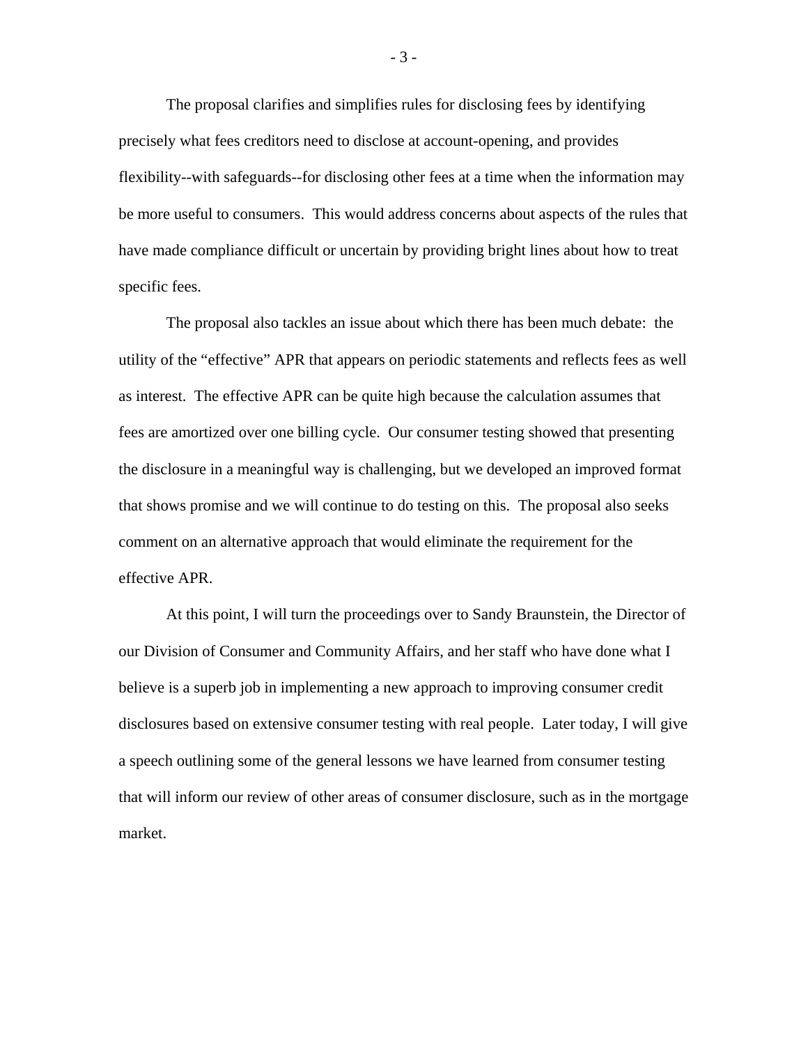The proposal clarifies and simplifies rules for disclosing fees by identifying precisely what fees creditors need to disclose at account-opening, and provides flexibility--with safeguards--for disclosing other fees at a time when the information may be more useful to consumers. This would address concerns about aspects of the rules that have made compliance difficult or uncertain by providing bright lines about how to treat specific fees.

The proposal also tackles an issue about which there has been much debate: the utility of the "effective" APR that appears on periodic statements and reflects fees as well as interest. The effective APR can be quite high because the calculation assumes that fees are amortized over one billing cycle. Our consumer testing showed that presenting the disclosure in a meaningful way is challenging, but we developed an improved format that shows promise and we will continue to do testing on this. The proposal also seeks comment on an alternative approach that would eliminate the requirement for the effective APR.

At this point, I will turn the proceedings over to Sandy Braunstein, the Director of our Division of Consumer and Community Affairs, and her staff who have done what I believe is a superb job in implementing a new approach to improving consumer credit disclosures based on extensive consumer testing with real people. Later today, I will give a speech outlining some of the general lessons we have learned from consumer testing that will inform our review of other areas of consumer disclosure, such as in the mortgage market.